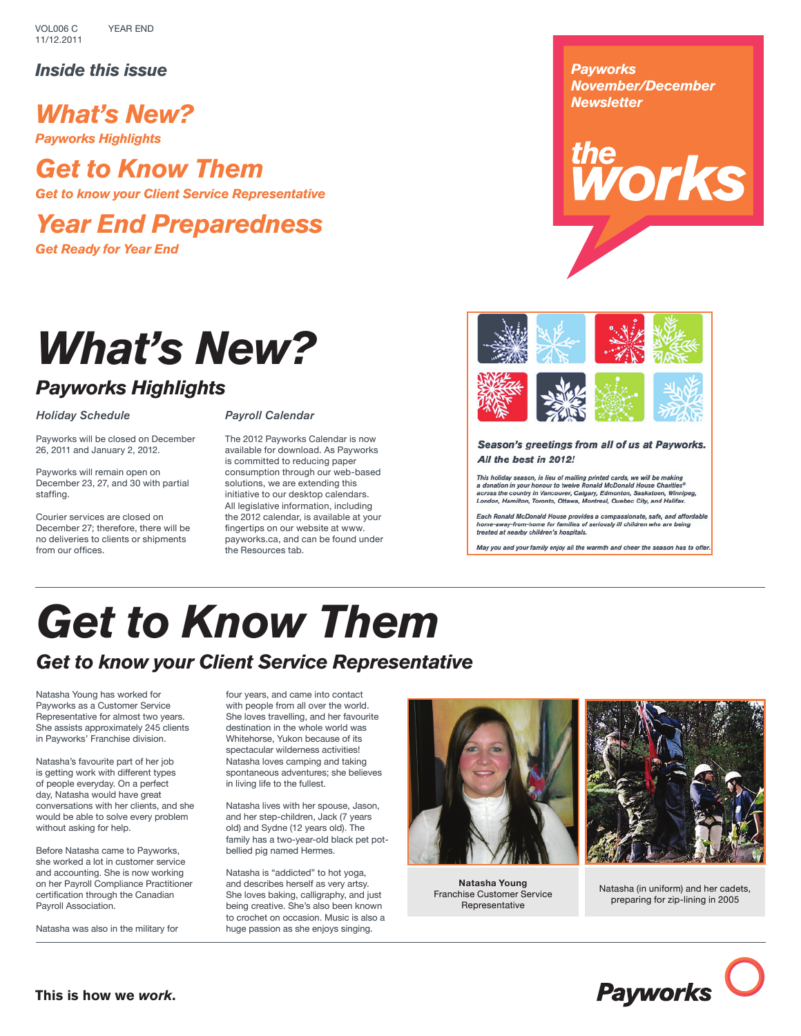VOL006 C YEAR END
11/12.2011

*Inside this issue*

**What's New?**
*Payworks Highlights*

**Get to Know Them**
*Get to know your Client Service Representative*

**Year End Preparedness**
*Get Ready for Year End*

Payworks November/December Newsletter

the works

# What's New?

## Payworks Highlights

### Holiday Schedule

Payworks will be closed on December 26, 2011 and January 2, 2012.

Payworks will remain open on December 23, 27, and 30 with partial staffing.

Courier services are closed on December 27; therefore, there will be no deliveries to clients or shipments from our offices.

### Payroll Calendar

The 2012 Payworks Calendar is now available for download. As Payworks is committed to reducing paper consumption through our web-based solutions, we are extending this initiative to our desktop calendars. All legislative information, including the 2012 calendar, is available at your fingertips on our website at www.payworks.ca, and can be found under the Resources tab.

**Season's greetings from all of us at Payworks.**
**All the best in 2012!**

*This holiday season, in lieu of mailing printed cards, we will be making a donation in your honour to twelve Ronald McDonald House Charities® across the country in Vancouver, Calgary, Edmonton, Saskatoon, Winnipeg, London, Hamilton, Toronto, Ottawa, Montreal, Quebec City, and Halifax.*

*Each Ronald McDonald House provides a compassionate, safe, and affordable home-away-from-home for families of seriously ill children who are being treated at nearby children's hospitals.*

*May you and your family enjoy all the warmth and cheer the season has to offer.*

# Get to Know Them

## Get to know your Client Service Representative

Natasha Young has worked for Payworks as a Customer Service Representative for almost two years. She assists approximately 245 clients in Payworks' Franchise division.

Natasha's favourite part of her job is getting work with different types of people everyday. On a perfect day, Natasha would have great conversations with her clients, and she would be able to solve every problem without asking for help.

Before Natasha came to Payworks, she worked a lot in customer service and accounting. She is now working on her Payroll Compliance Practitioner certification through the Canadian Payroll Association.

Natasha was also in the military for four years, and came into contact with people from all over the world. She loves travelling, and her favourite destination in the whole world was Whitehorse, Yukon because of its spectacular wilderness activities! Natasha loves camping and taking spontaneous adventures; she believes in living life to the fullest.

Natasha lives with her spouse, Jason, and her step-children, Jack (7 years old) and Sydne (12 years old). The family has a two-year-old black pet pot-bellied pig named Hermes.

Natasha is "addicted" to hot yoga, and describes herself as very artsy. She loves baking, calligraphy, and just being creative. She's also been known to crochet on occasion. Music is also a huge passion as she enjoys singing.

**Natasha Young**
Franchise Customer Service Representative

Natasha (in uniform) and her cadets, preparing for zip-lining in 2005

**This is how we *work*.**

Payworks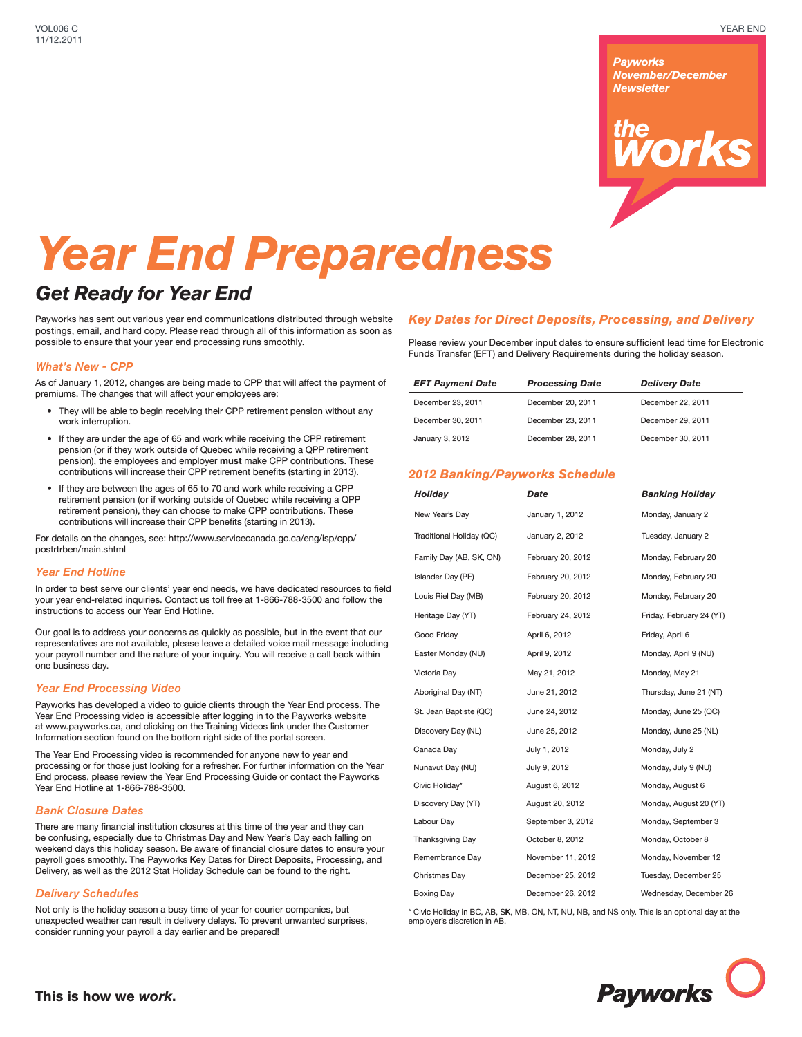Payworks November/December Newsletter

the works

# Year End Preparedness

## Get Ready for Year End

Payworks has sent out various year end communications distributed through website postings, email, and hard copy. Please read through all of this information as soon as possible to ensure that your year end processing runs smoothly.

### What's New - CPP

As of January 1, 2012, changes are being made to CPP that will affect the payment of premiums. The changes that will affect your employees are:

- They will be able to begin receiving their CPP retirement pension without any work interruption.
- If they are under the age of 65 and work while receiving the CPP retirement pension (or if they work outside of Quebec while receiving a QPP retirement pension), the employees and employer **must** make CPP contributions. These contributions will increase their CPP retirement benefits (starting in 2013).
- If they are between the ages of 65 to 70 and work while receiving a CPP retirement pension (or if working outside of Quebec while receiving a QPP retirement pension), they can choose to make CPP contributions. These contributions will increase their CPP benefits (starting in 2013).

For details on the changes, see: http://www.servicecanada.gc.ca/eng/isp/cpp/postrtrben/main.shtml

### Year End Hotline

In order to best serve our clients' year end needs, we have dedicated resources to field your year end-related inquiries. Contact us toll free at 1-866-788-3500 and follow the instructions to access our Year End Hotline.

Our goal is to address your concerns as quickly as possible, but in the event that our representatives are not available, please leave a detailed voice mail message including your payroll number and the nature of your inquiry. You will receive a call back within one business day.

### Year End Processing Video

Payworks has developed a video to guide clients through the Year End process. The Year End Processing video is accessible after logging in to the Payworks website at www.payworks.ca, and clicking on the Training Videos link under the Customer Information section found on the bottom right side of the portal screen.

The Year End Processing video is recommended for anyone new to year end processing or for those just looking for a refresher. For further information on the Year End process, please review the Year End Processing Guide or contact the Payworks Year End Hotline at 1-866-788-3500.

### Bank Closure Dates

There are many financial institution closures at this time of the year and they can be confusing, especially due to Christmas Day and New Year's Day each falling on weekend days this holiday season. Be aware of financial closure dates to ensure your payroll goes smoothly. The Payworks Key Dates for Direct Deposits, Processing, and Delivery, as well as the 2012 Stat Holiday Schedule can be found to the right.

### Delivery Schedules

Not only is the holiday season a busy time of year for courier companies, but unexpected weather can result in delivery delays. To prevent unwanted surprises, consider running your payroll a day earlier and be prepared!

### Key Dates for Direct Deposits, Processing, and Delivery

Please review your December input dates to ensure sufficient lead time for Electronic Funds Transfer (EFT) and Delivery Requirements during the holiday season.

| EFT Payment Date | Processing Date | Delivery Date |
|---|---|---|
| December 23, 2011 | December 20, 2011 | December 22, 2011 |
| December 30, 2011 | December 23, 2011 | December 29, 2011 |
| January 3, 2012 | December 28, 2011 | December 30, 2011 |

### 2012 Banking/Payworks Schedule

| Holiday | Date | Banking Holiday |
|---|---|---|
| New Year's Day | January 1, 2012 | Monday, January 2 |
| Traditional Holiday (QC) | January 2, 2012 | Tuesday, January 2 |
| Family Day (AB, SK, ON) | February 20, 2012 | Monday, February 20 |
| Islander Day (PE) | February 20, 2012 | Monday, February 20 |
| Louis Riel Day (MB) | February 20, 2012 | Monday, February 20 |
| Heritage Day (YT) | February 24, 2012 | Friday, February 24 (YT) |
| Good Friday | April 6, 2012 | Friday, April 6 |
| Easter Monday (NU) | April 9, 2012 | Monday, April 9 (NU) |
| Victoria Day | May 21, 2012 | Monday, May 21 |
| Aboriginal Day (NT) | June 21, 2012 | Thursday, June 21 (NT) |
| St. Jean Baptiste (QC) | June 24, 2012 | Monday, June 25 (QC) |
| Discovery Day (NL) | June 25, 2012 | Monday, June 25 (NL) |
| Canada Day | July 1, 2012 | Monday, July 2 |
| Nunavut Day (NU) | July 9, 2012 | Monday, July 9 (NU) |
| Civic Holiday* | August 6, 2012 | Monday, August 6 |
| Discovery Day (YT) | August 20, 2012 | Monday, August 20 (YT) |
| Labour Day | September 3, 2012 | Monday, September 3 |
| Thanksgiving Day | October 8, 2012 | Monday, October 8 |
| Remembrance Day | November 11, 2012 | Monday, November 12 |
| Christmas Day | December 25, 2012 | Tuesday, December 25 |
| Boxing Day | December 26, 2012 | Wednesday, December 26 |

* Civic Holiday in BC, AB, SK, MB, ON, NT, NU, NB, and NS only. This is an optional day at the employer's discretion in AB.

This is how we *work*.